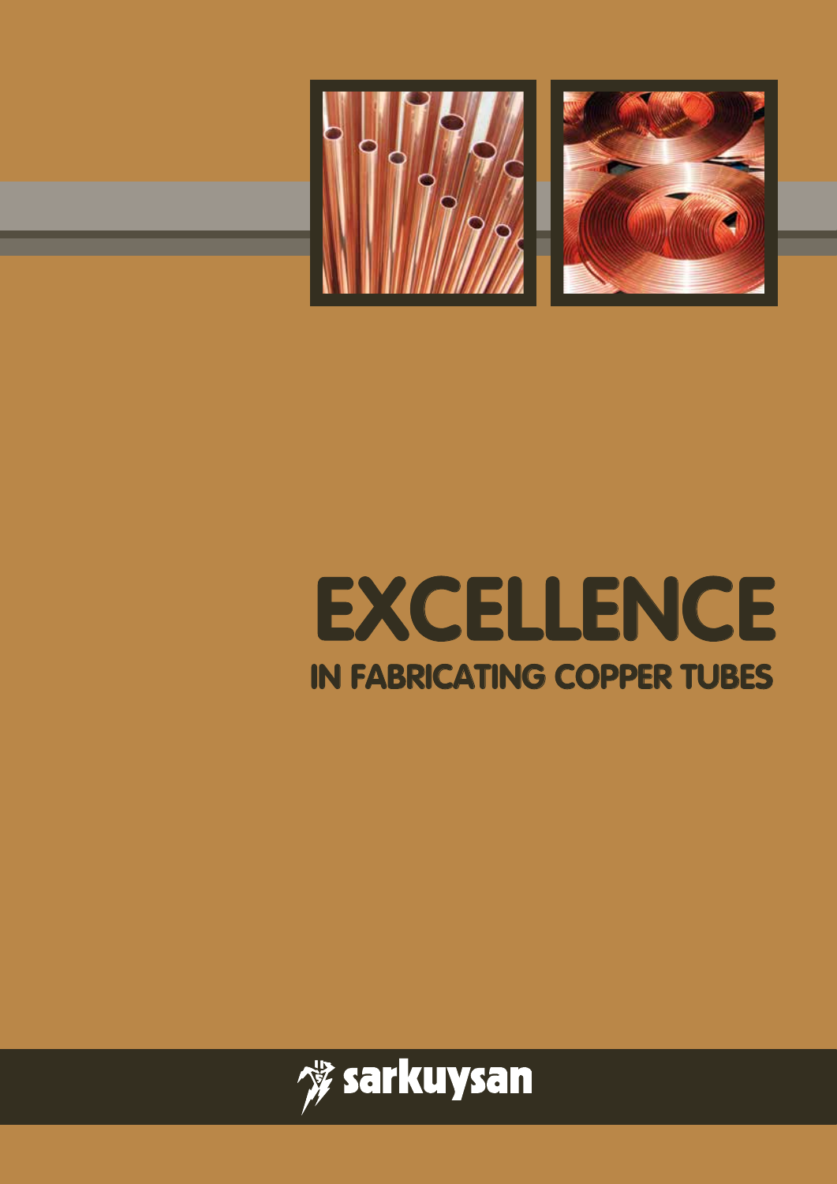# EXCELLENCE

## IN FABRICATING COPPER TUBES

sarkuysan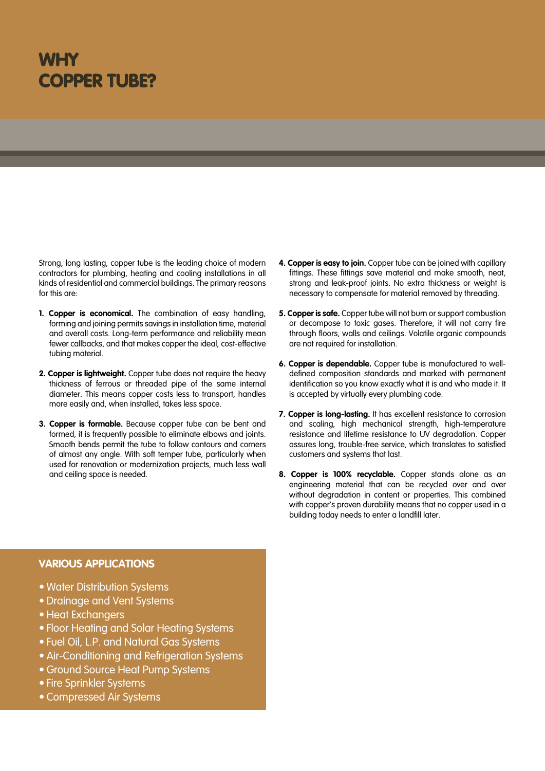# WHY COPPER TUBE?

Strong, long lasting, copper tube is the leading choice of modern contractors for plumbing, heating and cooling installations in all kinds of residential and commercial buildings. The primary reasons for this are:

1. **Copper is economical.** The combination of easy handling, forming and joining permits savings in installation time, material and overall costs. Long-term performance and reliability mean fewer callbacks, and that makes copper the ideal, cost-effective tubing material.

2. **Copper is lightweight.** Copper tube does not require the heavy thickness of ferrous or threaded pipe of the same internal diameter. This means copper costs less to transport, handles more easily and, when installed, takes less space.

3. **Copper is formable.** Because copper tube can be bent and formed, it is frequently possible to eliminate elbows and joints. Smooth bends permit the tube to follow contours and corners of almost any angle. With soft temper tube, particularly when used for renovation or modernization projects, much less wall and ceiling space is needed.

4. **Copper is easy to join.** Copper tube can be joined with capillary fittings. These fittings save material and make smooth, neat, strong and leak-proof joints. No extra thickness or weight is necessary to compensate for material removed by threading.

5. **Copper is safe.** Copper tube will not burn or support combustion or decompose to toxic gases. Therefore, it will not carry fire through floors, walls and ceilings. Volatile organic compounds are not required for installation.

6. **Copper is dependable.** Copper tube is manufactured to well-defined composition standards and marked with permanent identification so you know exactly what it is and who made it. It is accepted by virtually every plumbing code.

7. **Copper is long-lasting.** It has excellent resistance to corrosion and scaling, high mechanical strength, high-temperature resistance and lifetime resistance to UV degradation. Copper assures long, trouble-free service, which translates to satisfied customers and systems that last.

8. **Copper is 100% recyclable.** Copper stands alone as an engineering material that can be recycled over and over without degradation in content or properties. This combined with copper's proven durability means that no copper used in a building today needs to enter a landfill later.

## VARIOUS APPLICATIONS

- Water Distribution Systems
- Drainage and Vent Systems
- Heat Exchangers
- Floor Heating and Solar Heating Systems
- Fuel Oil, L.P. and Natural Gas Systems
- Air-Conditioning and Refrigeration Systems
- Ground Source Heat Pump Systems
- Fire Sprinkler Systems
- Compressed Air Systems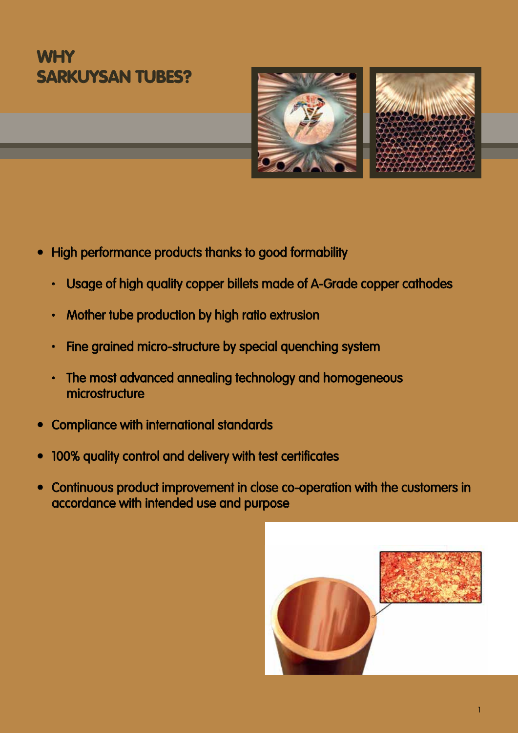# WHY SARKUYSAN TUBES?

- High performance products thanks to good formability
  - Usage of high quality copper billets made of A-Grade copper cathodes
  - Mother tube production by high ratio extrusion
  - Fine grained micro-structure by special quenching system
  - The most advanced annealing technology and homogeneous microstructure
- Compliance with international standards
- 100% quality control and delivery with test certificates
- Continuous product improvement in close co-operation with the customers in accordance with intended use and purpose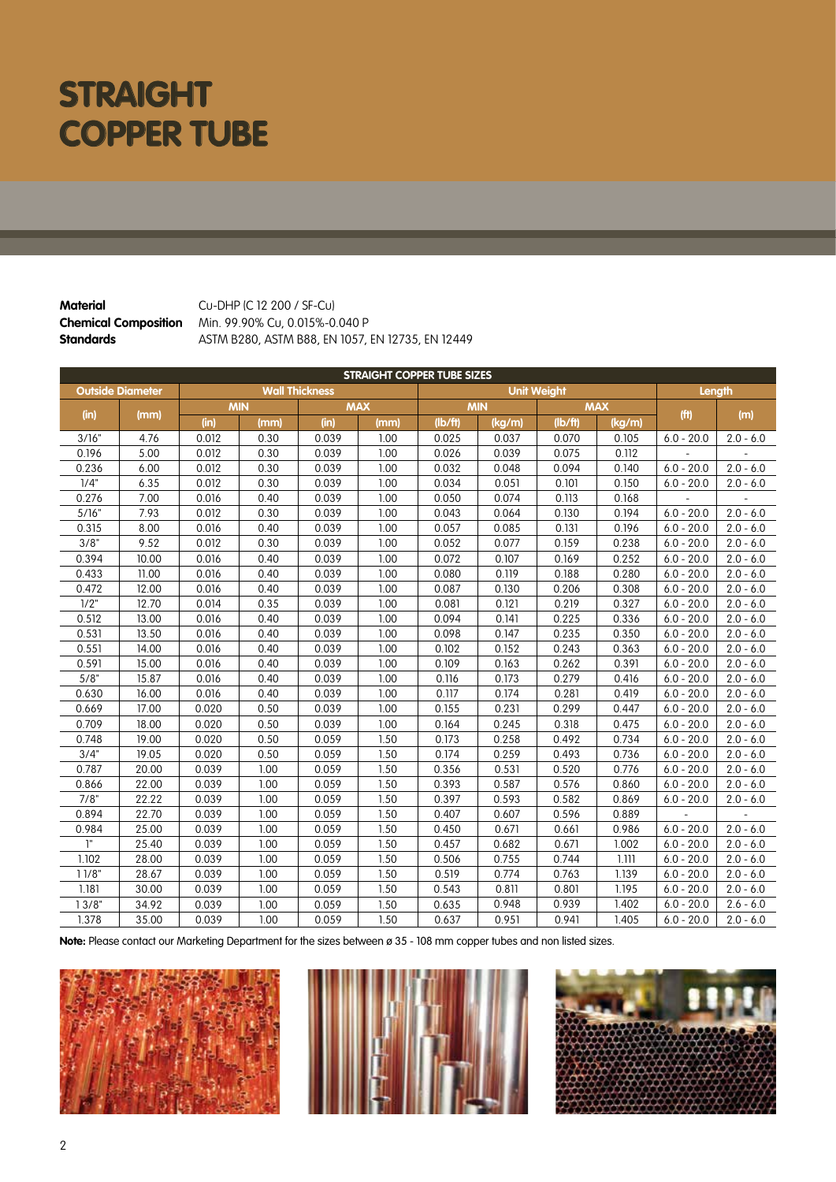# STRAIGHT COPPER TUBE

**Material** Cu-DHP (C 12 200 / SF-Cu)
**Chemical Composition** Min. 99.90% Cu, 0.015%-0.040 P
**Standards** ASTM B280, ASTM B88, EN 1057, EN 12735, EN 12449

| STRAIGHT COPPER TUBE SIZES | | | | | | | | | | | |
|---|---|---|---|---|---|---|---|---|---|---|---|
| Outside Diameter | | Wall Thickness | | | | Unit Weight | | | | Length | |
| | | MIN | | MAX | | MIN | | MAX | | | |
| (in) | (mm) | (in) | (mm) | (in) | (mm) | (lb/ft) | (kg/m) | (lb/ft) | (kg/m) | (ft) | (m) |
| 3/16" | 4.76 | 0.012 | 0.30 | 0.039 | 1.00 | 0.025 | 0.037 | 0.070 | 0.105 | 6.0 - 20.0 | 2.0 - 6.0 |
| 0.196 | 5.00 | 0.012 | 0.30 | 0.039 | 1.00 | 0.026 | 0.039 | 0.075 | 0.112 | - | - |
| 0.236 | 6.00 | 0.012 | 0.30 | 0.039 | 1.00 | 0.032 | 0.048 | 0.094 | 0.140 | 6.0 - 20.0 | 2.0 - 6.0 |
| 1/4" | 6.35 | 0.012 | 0.30 | 0.039 | 1.00 | 0.034 | 0.051 | 0.101 | 0.150 | 6.0 - 20.0 | 2.0 - 6.0 |
| 0.276 | 7.00 | 0.016 | 0.40 | 0.039 | 1.00 | 0.050 | 0.074 | 0.113 | 0.168 | - | - |
| 5/16" | 7.93 | 0.012 | 0.30 | 0.039 | 1.00 | 0.043 | 0.064 | 0.130 | 0.194 | 6.0 - 20.0 | 2.0 - 6.0 |
| 0.315 | 8.00 | 0.016 | 0.40 | 0.039 | 1.00 | 0.057 | 0.085 | 0.131 | 0.196 | 6.0 - 20.0 | 2.0 - 6.0 |
| 3/8" | 9.52 | 0.012 | 0.30 | 0.039 | 1.00 | 0.052 | 0.077 | 0.159 | 0.238 | 6.0 - 20.0 | 2.0 - 6.0 |
| 0.394 | 10.00 | 0.016 | 0.40 | 0.039 | 1.00 | 0.072 | 0.107 | 0.169 | 0.252 | 6.0 - 20.0 | 2.0 - 6.0 |
| 0.433 | 11.00 | 0.016 | 0.40 | 0.039 | 1.00 | 0.080 | 0.119 | 0.188 | 0.280 | 6.0 - 20.0 | 2.0 - 6.0 |
| 0.472 | 12.00 | 0.016 | 0.40 | 0.039 | 1.00 | 0.087 | 0.130 | 0.206 | 0.308 | 6.0 - 20.0 | 2.0 - 6.0 |
| 1/2" | 12.70 | 0.014 | 0.35 | 0.039 | 1.00 | 0.081 | 0.121 | 0.219 | 0.327 | 6.0 - 20.0 | 2.0 - 6.0 |
| 0.512 | 13.00 | 0.016 | 0.40 | 0.039 | 1.00 | 0.094 | 0.141 | 0.225 | 0.336 | 6.0 - 20.0 | 2.0 - 6.0 |
| 0.531 | 13.50 | 0.016 | 0.40 | 0.039 | 1.00 | 0.098 | 0.147 | 0.235 | 0.350 | 6.0 - 20.0 | 2.0 - 6.0 |
| 0.551 | 14.00 | 0.016 | 0.40 | 0.039 | 1.00 | 0.102 | 0.152 | 0.243 | 0.363 | 6.0 - 20.0 | 2.0 - 6.0 |
| 0.591 | 15.00 | 0.016 | 0.40 | 0.039 | 1.00 | 0.109 | 0.163 | 0.262 | 0.391 | 6.0 - 20.0 | 2.0 - 6.0 |
| 5/8" | 15.87 | 0.016 | 0.40 | 0.039 | 1.00 | 0.116 | 0.173 | 0.279 | 0.416 | 6.0 - 20.0 | 2.0 - 6.0 |
| 0.630 | 16.00 | 0.016 | 0.40 | 0.039 | 1.00 | 0.117 | 0.174 | 0.281 | 0.419 | 6.0 - 20.0 | 2.0 - 6.0 |
| 0.669 | 17.00 | 0.020 | 0.50 | 0.039 | 1.00 | 0.155 | 0.231 | 0.299 | 0.447 | 6.0 - 20.0 | 2.0 - 6.0 |
| 0.709 | 18.00 | 0.020 | 0.50 | 0.039 | 1.00 | 0.164 | 0.245 | 0.318 | 0.475 | 6.0 - 20.0 | 2.0 - 6.0 |
| 0.748 | 19.00 | 0.020 | 0.50 | 0.059 | 1.50 | 0.173 | 0.258 | 0.492 | 0.734 | 6.0 - 20.0 | 2.0 - 6.0 |
| 3/4" | 19.05 | 0.020 | 0.50 | 0.059 | 1.50 | 0.174 | 0.259 | 0.493 | 0.736 | 6.0 - 20.0 | 2.0 - 6.0 |
| 0.787 | 20.00 | 0.039 | 1.00 | 0.059 | 1.50 | 0.356 | 0.531 | 0.520 | 0.776 | 6.0 - 20.0 | 2.0 - 6.0 |
| 0.866 | 22.00 | 0.039 | 1.00 | 0.059 | 1.50 | 0.393 | 0.587 | 0.576 | 0.860 | 6.0 - 20.0 | 2.0 - 6.0 |
| 7/8" | 22.22 | 0.039 | 1.00 | 0.059 | 1.50 | 0.397 | 0.593 | 0.582 | 0.869 | 6.0 - 20.0 | 2.0 - 6.0 |
| 0.894 | 22.70 | 0.039 | 1.00 | 0.059 | 1.50 | 0.407 | 0.607 | 0.596 | 0.889 | - | - |
| 0.984 | 25.00 | 0.039 | 1.00 | 0.059 | 1.50 | 0.450 | 0.671 | 0.661 | 0.986 | 6.0 - 20.0 | 2.0 - 6.0 |
| 1" | 25.40 | 0.039 | 1.00 | 0.059 | 1.50 | 0.457 | 0.682 | 0.671 | 1.002 | 6.0 - 20.0 | 2.0 - 6.0 |
| 1.102 | 28.00 | 0.039 | 1.00 | 0.059 | 1.50 | 0.506 | 0.755 | 0.744 | 1.111 | 6.0 - 20.0 | 2.0 - 6.0 |
| 1 1/8" | 28.67 | 0.039 | 1.00 | 0.059 | 1.50 | 0.519 | 0.774 | 0.763 | 1.139 | 6.0 - 20.0 | 2.0 - 6.0 |
| 1.181 | 30.00 | 0.039 | 1.00 | 0.059 | 1.50 | 0.543 | 0.811 | 0.801 | 1.195 | 6.0 - 20.0 | 2.0 - 6.0 |
| 1 3/8" | 34.92 | 0.039 | 1.00 | 0.059 | 1.50 | 0.635 | 0.948 | 0.939 | 1.402 | 6.0 - 20.0 | 2.6 - 6.0 |
| 1.378 | 35.00 | 0.039 | 1.00 | 0.059 | 1.50 | 0.637 | 0.951 | 0.941 | 1.405 | 6.0 - 20.0 | 2.0 - 6.0 |

**Note:** Please contact our Marketing Department for the sizes between ø 35 - 108 mm copper tubes and non listed sizes.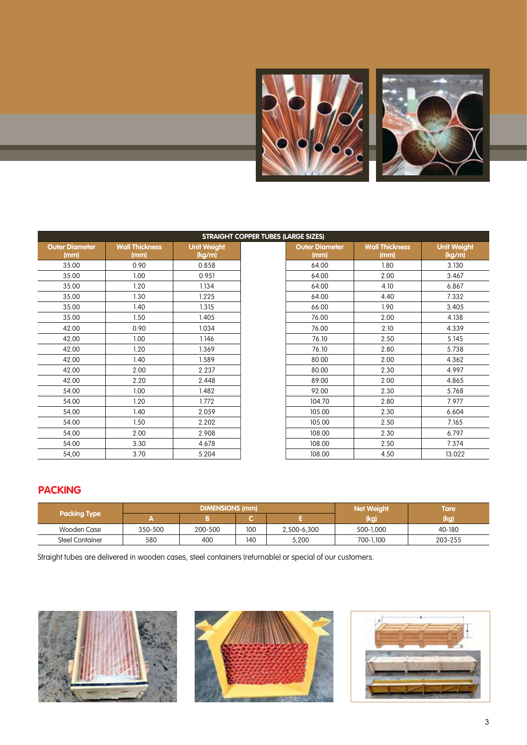| STRAIGHT COPPER TUBES (LARGE SIZES) | | | | | |
|---|---|---|---|---|---|
| Outer Diameter (mm) | Wall Thickness (mm) | Unit Weight (kg/m) | Outer Diameter (mm) | Wall Thickness (mm) | Unit Weight (kg/m) |
| 35.00 | 0.90 | 0.858 | 64.00 | 1.80 | 3.130 |
| 35.00 | 1.00 | 0.951 | 64.00 | 2.00 | 3.467 |
| 35.00 | 1.20 | 1.134 | 64.00 | 4.10 | 6.867 |
| 35.00 | 1.30 | 1.225 | 64.00 | 4.40 | 7.332 |
| 35.00 | 1.40 | 1.315 | 66.00 | 1.90 | 3.405 |
| 35.00 | 1.50 | 1.405 | 76.00 | 2.00 | 4.138 |
| 42.00 | 0.90 | 1.034 | 76.00 | 2.10 | 4.339 |
| 42.00 | 1.00 | 1.146 | 76.10 | 2.50 | 5.145 |
| 42.00 | 1.20 | 1.369 | 76.10 | 2.80 | 5.738 |
| 42.00 | 1.40 | 1.589 | 80.00 | 2.00 | 4.362 |
| 42.00 | 2.00 | 2.237 | 80.00 | 2.30 | 4.997 |
| 42.00 | 2.20 | 2.448 | 89.00 | 2.00 | 4.865 |
| 54.00 | 1.00 | 1.482 | 92.00 | 2.30 | 5.768 |
| 54.00 | 1.20 | 1.772 | 104.70 | 2.80 | 7.977 |
| 54.00 | 1.40 | 2.059 | 105.00 | 2.30 | 6.604 |
| 54.00 | 1.50 | 2.202 | 105.00 | 2.50 | 7.165 |
| 54.00 | 2.00 | 2.908 | 108.00 | 2.30 | 6.797 |
| 54.00 | 3.30 | 4.678 | 108.00 | 2.50 | 7.374 |
| 54,00 | 3.70 | 5.204 | 108.00 | 4.50 | 13.022 |

## PACKING

| Packing Type | DIMENSIONS (mm) | | | | Net Weight (kg) | Tare (kg) |
|---|---|---|---|---|---|---|
| | A | B | C | E | | |
| Wooden Case | 350-500 | 200-500 | 100 | 2,500-6,300 | 500-1,000 | 40-180 |
| Steel Container | 580 | 400 | 140 | 5,200 | 700-1,100 | 203-255 |

Straight tubes are delivered in wooden cases, steel containers (returnable) or special of our customers.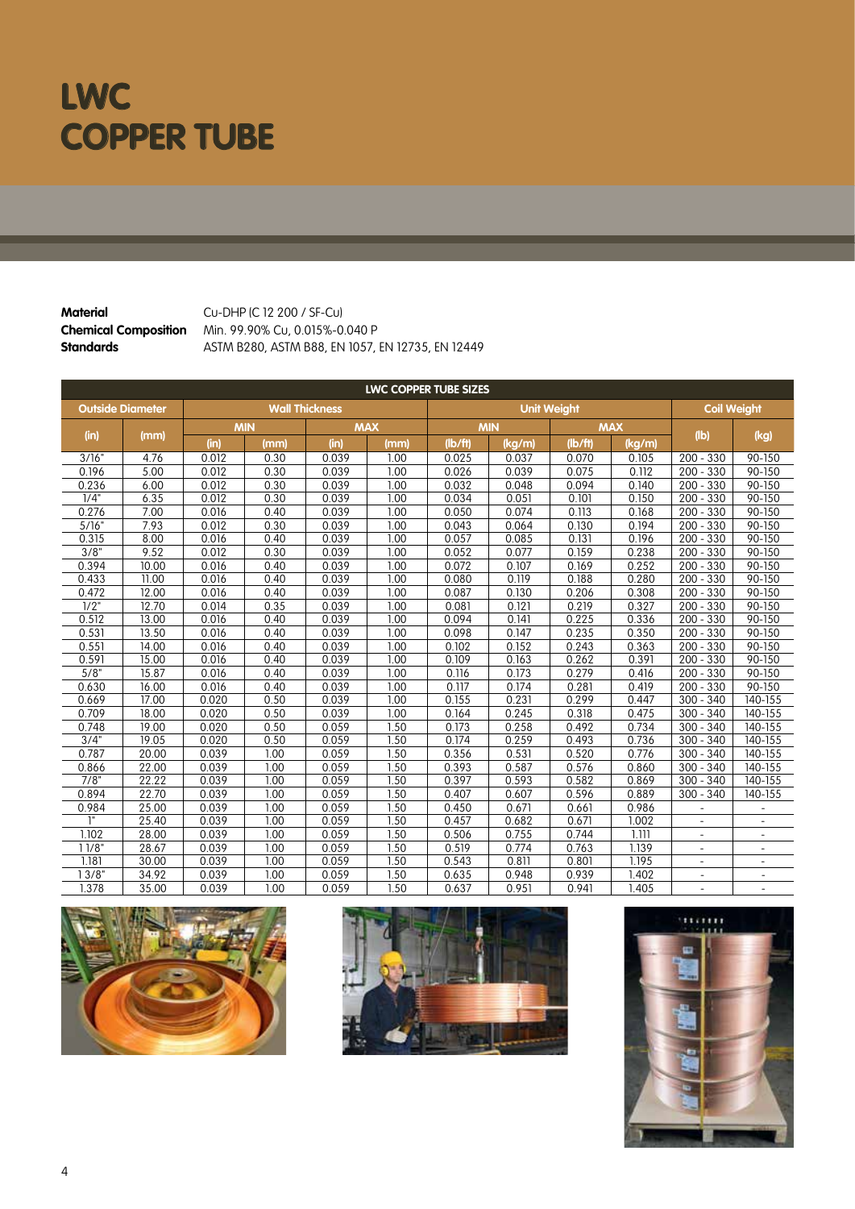# LWC COPPER TUBE

**Material** Cu-DHP (C 12 200 / SF-Cu)
**Chemical Composition** Min. 99.90% Cu, 0.015%-0.040 P
**Standards** ASTM B280, ASTM B88, EN 1057, EN 12735, EN 12449

| LWC COPPER TUBE SIZES | | | | | | | | | | | |
|---|---|---|---|---|---|---|---|---|---|---|---|
| Outside Diameter | | Wall Thickness | | | | Unit Weight | | | | Coil Weight | |
| (in) | (mm) | MIN | | MAX | | MIN | | MAX | | (lb) | (kg) |
| | | (in) | (mm) | (in) | (mm) | (lb/ft) | (kg/m) | (lb/ft) | (kg/m) | | |
| 3/16" | 4.76 | 0.012 | 0.30 | 0.039 | 1.00 | 0.025 | 0.037 | 0.070 | 0.105 | 200 - 330 | 90-150 |
| 0.196 | 5.00 | 0.012 | 0.30 | 0.039 | 1.00 | 0.026 | 0.039 | 0.075 | 0.112 | 200 - 330 | 90-150 |
| 0.236 | 6.00 | 0.012 | 0.30 | 0.039 | 1.00 | 0.032 | 0.048 | 0.094 | 0.140 | 200 - 330 | 90-150 |
| 1/4" | 6.35 | 0.012 | 0.30 | 0.039 | 1.00 | 0.034 | 0.051 | 0.101 | 0.150 | 200 - 330 | 90-150 |
| 0.276 | 7.00 | 0.016 | 0.40 | 0.039 | 1.00 | 0.050 | 0.074 | 0.113 | 0.168 | 200 - 330 | 90-150 |
| 5/16" | 7.93 | 0.012 | 0.30 | 0.039 | 1.00 | 0.043 | 0.064 | 0.130 | 0.194 | 200 - 330 | 90-150 |
| 0.315 | 8.00 | 0.016 | 0.40 | 0.039 | 1.00 | 0.057 | 0.085 | 0.131 | 0.196 | 200 - 330 | 90-150 |
| 3/8" | 9.52 | 0.012 | 0.30 | 0.039 | 1.00 | 0.052 | 0.077 | 0.159 | 0.238 | 200 - 330 | 90-150 |
| 0.394 | 10.00 | 0.016 | 0.40 | 0.039 | 1.00 | 0.072 | 0.107 | 0.169 | 0.252 | 200 - 330 | 90-150 |
| 0.433 | 11.00 | 0.016 | 0.40 | 0.039 | 1.00 | 0.080 | 0.119 | 0.188 | 0.280 | 200 - 330 | 90-150 |
| 0.472 | 12.00 | 0.016 | 0.40 | 0.039 | 1.00 | 0.087 | 0.130 | 0.206 | 0.308 | 200 - 330 | 90-150 |
| 1/2" | 12.70 | 0.014 | 0.35 | 0.039 | 1.00 | 0.081 | 0.121 | 0.219 | 0.327 | 200 - 330 | 90-150 |
| 0.512 | 13.00 | 0.016 | 0.40 | 0.039 | 1.00 | 0.094 | 0.141 | 0.225 | 0.336 | 200 - 330 | 90-150 |
| 0.531 | 13.50 | 0.016 | 0.40 | 0.039 | 1.00 | 0.098 | 0.147 | 0.235 | 0.350 | 200 - 330 | 90-150 |
| 0.551 | 14.00 | 0.016 | 0.40 | 0.039 | 1.00 | 0.102 | 0.152 | 0.243 | 0.363 | 200 - 330 | 90-150 |
| 0.591 | 15.00 | 0.016 | 0.40 | 0.039 | 1.00 | 0.109 | 0.163 | 0.262 | 0.391 | 200 - 330 | 90-150 |
| 5/8" | 15.87 | 0.016 | 0.40 | 0.039 | 1.00 | 0.116 | 0.173 | 0.279 | 0.416 | 200 - 330 | 90-150 |
| 0.630 | 16.00 | 0.016 | 0.40 | 0.039 | 1.00 | 0.117 | 0.174 | 0.281 | 0.419 | 200 - 330 | 90-150 |
| 0.669 | 17.00 | 0.020 | 0.50 | 0.039 | 1.00 | 0.155 | 0.231 | 0.299 | 0.447 | 300 - 340 | 140-155 |
| 0.709 | 18.00 | 0.020 | 0.50 | 0.039 | 1.00 | 0.164 | 0.245 | 0.318 | 0.475 | 300 - 340 | 140-155 |
| 0.748 | 19.00 | 0.020 | 0.50 | 0.059 | 1.50 | 0.173 | 0.258 | 0.492 | 0.734 | 300 - 340 | 140-155 |
| 3/4" | 19.05 | 0.020 | 0.50 | 0.059 | 1.50 | 0.174 | 0.259 | 0.493 | 0.736 | 300 - 340 | 140-155 |
| 0.787 | 20.00 | 0.039 | 1.00 | 0.059 | 1.50 | 0.356 | 0.531 | 0.520 | 0.776 | 300 - 340 | 140-155 |
| 0.866 | 22.00 | 0.039 | 1.00 | 0.059 | 1.50 | 0.393 | 0.587 | 0.576 | 0.860 | 300 - 340 | 140-155 |
| 7/8" | 22.22 | 0.039 | 1.00 | 0.059 | 1.50 | 0.397 | 0.593 | 0.582 | 0.869 | 300 - 340 | 140-155 |
| 0.894 | 22.70 | 0.039 | 1.00 | 0.059 | 1.50 | 0.407 | 0.607 | 0.596 | 0.889 | 300 - 340 | 140-155 |
| 0.984 | 25.00 | 0.039 | 1.00 | 0.059 | 1.50 | 0.450 | 0.671 | 0.661 | 0.986 | - | - |
| 1" | 25.40 | 0.039 | 1.00 | 0.059 | 1.50 | 0.457 | 0.682 | 0.671 | 1.002 | - | - |
| 1.102 | 28.00 | 0.039 | 1.00 | 0.059 | 1.50 | 0.506 | 0.755 | 0.744 | 1.111 | - | - |
| 1 1/8" | 28.67 | 0.039 | 1.00 | 0.059 | 1.50 | 0.519 | 0.774 | 0.763 | 1.139 | - | - |
| 1.181 | 30.00 | 0.039 | 1.00 | 0.059 | 1.50 | 0.543 | 0.811 | 0.801 | 1.195 | - | - |
| 1 3/8" | 34.92 | 0.039 | 1.00 | 0.059 | 1.50 | 0.635 | 0.948 | 0.939 | 1.402 | - | - |
| 1.378 | 35.00 | 0.039 | 1.00 | 0.059 | 1.50 | 0.637 | 0.951 | 0.941 | 1.405 | - | - |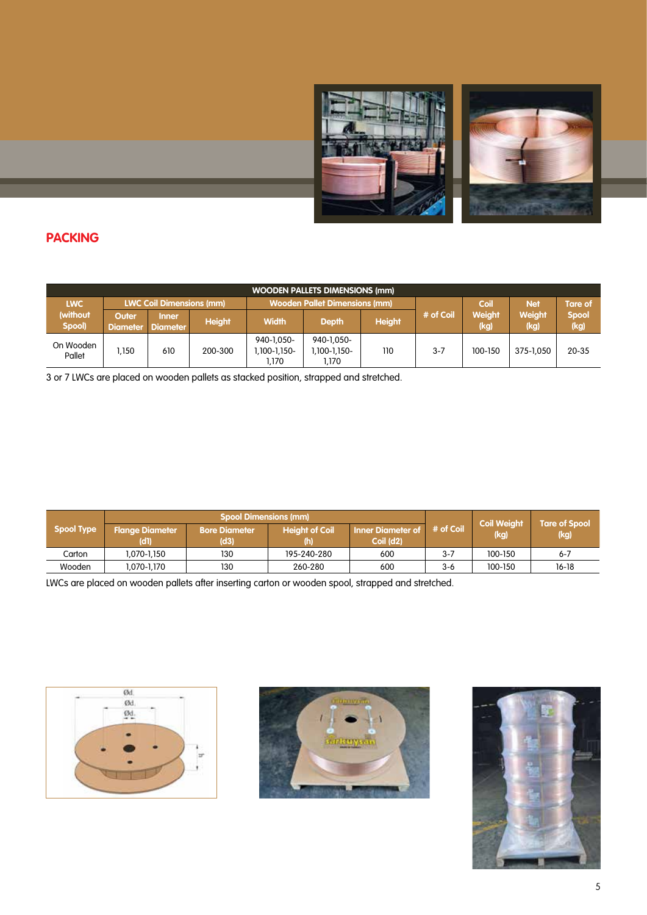## PACKING

| WOODEN PALLETS DIMENSIONS (mm) | | | | | | | | | | |
|---|---|---|---|---|---|---|---|---|---|---|
| LWC (without Spool) | LWC Coil Dimensions (mm) | | | Wooden Pallet Dimensions (mm) | | | # of Coil | Coil Weight (kg) | Net Weight (kg) | Tare of Spool (kg) |
| | Outer Diameter | Inner Diameter | Height | Width | Depth | Height | | | | |
| On Wooden Pallet | 1,150 | 610 | 200-300 | 940-1,050-1,100-1,150-1,170 | 940-1,050-1,100-1,150-1,170 | 110 | 3-7 | 100-150 | 375-1,050 | 20-35 |

3 or 7 LWCs are placed on wooden pallets as stacked position, strapped and stretched.

| Spool Type | Spool Dimensions (mm) | | | | # of Coil | Coil Weight (kg) | Tare of Spool (kg) |
|---|---|---|---|---|---|---|---|
| | Flange Diameter (d1) | Bore Diameter (d3) | Height of Coil (h) | Inner Diameter of Coil (d2) | | | |
| Carton | 1,070-1,150 | 130 | 195-240-280 | 600 | 3-7 | 100-150 | 6-7 |
| Wooden | 1,070-1,170 | 130 | 260-280 | 600 | 3-6 | 100-150 | 16-18 |

LWCs are placed on wooden pallets after inserting carton or wooden spool, strapped and stretched.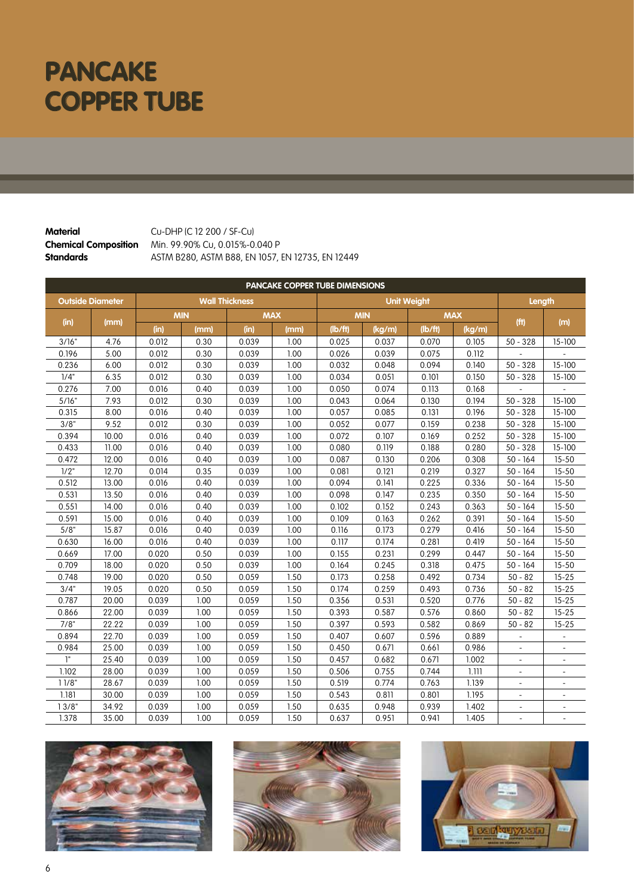# PANCAKE COPPER TUBE

**Material** Cu-DHP (C 12 200 / SF-Cu)
**Chemical Composition** Min. 99.90% Cu, 0.015%-0.040 P
**Standards** ASTM B280, ASTM B88, EN 1057, EN 12735, EN 12449

| PANCAKE COPPER TUBE DIMENSIONS | | | | | | | | | | | |
|---|---|---|---|---|---|---|---|---|---|---|---|
| Outside Diameter | | Wall Thickness | | | | Unit Weight | | | | Length | |
| (in) | (mm) | MIN | | MAX | | MIN | | MAX | | (ft) | (m) |
| | | (in) | (mm) | (in) | (mm) | (lb/ft) | (kg/m) | (lb/ft) | (kg/m) | | |
| 3/16" | 4.76 | 0.012 | 0.30 | 0.039 | 1.00 | 0.025 | 0.037 | 0.070 | 0.105 | 50 - 328 | 15-100 |
| 0.196 | 5.00 | 0.012 | 0.30 | 0.039 | 1.00 | 0.026 | 0.039 | 0.075 | 0.112 | - | - |
| 0.236 | 6.00 | 0.012 | 0.30 | 0.039 | 1.00 | 0.032 | 0.048 | 0.094 | 0.140 | 50 - 328 | 15-100 |
| 1/4" | 6.35 | 0.012 | 0.30 | 0.039 | 1.00 | 0.034 | 0.051 | 0.101 | 0.150 | 50 - 328 | 15-100 |
| 0.276 | 7.00 | 0.016 | 0.40 | 0.039 | 1.00 | 0.050 | 0.074 | 0.113 | 0.168 | - | - |
| 5/16" | 7.93 | 0.012 | 0.30 | 0.039 | 1.00 | 0.043 | 0.064 | 0.130 | 0.194 | 50 - 328 | 15-100 |
| 0.315 | 8.00 | 0.016 | 0.40 | 0.039 | 1.00 | 0.057 | 0.085 | 0.131 | 0.196 | 50 - 328 | 15-100 |
| 3/8" | 9.52 | 0.012 | 0.30 | 0.039 | 1.00 | 0.052 | 0.077 | 0.159 | 0.238 | 50 - 328 | 15-100 |
| 0.394 | 10.00 | 0.016 | 0.40 | 0.039 | 1.00 | 0.072 | 0.107 | 0.169 | 0.252 | 50 - 328 | 15-100 |
| 0.433 | 11.00 | 0.016 | 0.40 | 0.039 | 1.00 | 0.080 | 0.119 | 0.188 | 0.280 | 50 - 328 | 15-100 |
| 0.472 | 12.00 | 0.016 | 0.40 | 0.039 | 1.00 | 0.087 | 0.130 | 0.206 | 0.308 | 50 - 164 | 15-50 |
| 1/2" | 12.70 | 0.014 | 0.35 | 0.039 | 1.00 | 0.081 | 0.121 | 0.219 | 0.327 | 50 - 164 | 15-50 |
| 0.512 | 13.00 | 0.016 | 0.40 | 0.039 | 1.00 | 0.094 | 0.141 | 0.225 | 0.336 | 50 - 164 | 15-50 |
| 0.531 | 13.50 | 0.016 | 0.40 | 0.039 | 1.00 | 0.098 | 0.147 | 0.235 | 0.350 | 50 - 164 | 15-50 |
| 0.551 | 14.00 | 0.016 | 0.40 | 0.039 | 1.00 | 0.102 | 0.152 | 0.243 | 0.363 | 50 - 164 | 15-50 |
| 0.591 | 15.00 | 0.016 | 0.40 | 0.039 | 1.00 | 0.109 | 0.163 | 0.262 | 0.391 | 50 - 164 | 15-50 |
| 5/8" | 15.87 | 0.016 | 0.40 | 0.039 | 1.00 | 0.116 | 0.173 | 0.279 | 0.416 | 50 - 164 | 15-50 |
| 0.630 | 16.00 | 0.016 | 0.40 | 0.039 | 1.00 | 0.117 | 0.174 | 0.281 | 0.419 | 50 - 164 | 15-50 |
| 0.669 | 17.00 | 0.020 | 0.50 | 0.039 | 1.00 | 0.155 | 0.231 | 0.299 | 0.447 | 50 - 164 | 15-50 |
| 0.709 | 18.00 | 0.020 | 0.50 | 0.039 | 1.00 | 0.164 | 0.245 | 0.318 | 0.475 | 50 - 164 | 15-50 |
| 0.748 | 19.00 | 0.020 | 0.50 | 0.059 | 1.50 | 0.173 | 0.258 | 0.492 | 0.734 | 50 - 82 | 15-25 |
| 3/4" | 19.05 | 0.020 | 0.50 | 0.059 | 1.50 | 0.174 | 0.259 | 0.493 | 0.736 | 50 - 82 | 15-25 |
| 0.787 | 20.00 | 0.039 | 1.00 | 0.059 | 1.50 | 0.356 | 0.531 | 0.520 | 0.776 | 50 - 82 | 15-25 |
| 0.866 | 22.00 | 0.039 | 1.00 | 0.059 | 1.50 | 0.393 | 0.587 | 0.576 | 0.860 | 50 - 82 | 15-25 |
| 7/8" | 22.22 | 0.039 | 1.00 | 0.059 | 1.50 | 0.397 | 0.593 | 0.582 | 0.869 | 50 - 82 | 15-25 |
| 0.894 | 22.70 | 0.039 | 1.00 | 0.059 | 1.50 | 0.407 | 0.607 | 0.596 | 0.889 | - | - |
| 0.984 | 25.00 | 0.039 | 1.00 | 0.059 | 1.50 | 0.450 | 0.671 | 0.661 | 0.986 | - | - |
| 1" | 25.40 | 0.039 | 1.00 | 0.059 | 1.50 | 0.457 | 0.682 | 0.671 | 1.002 | - | - |
| 1.102 | 28.00 | 0.039 | 1.00 | 0.059 | 1.50 | 0.506 | 0.755 | 0.744 | 1.111 | - | - |
| 1 1/8" | 28.67 | 0.039 | 1.00 | 0.059 | 1.50 | 0.519 | 0.774 | 0.763 | 1.139 | - | - |
| 1.181 | 30.00 | 0.039 | 1.00 | 0.059 | 1.50 | 0.543 | 0.811 | 0.801 | 1.195 | - | - |
| 1 3/8" | 34.92 | 0.039 | 1.00 | 0.059 | 1.50 | 0.635 | 0.948 | 0.939 | 1.402 | - | - |
| 1.378 | 35.00 | 0.039 | 1.00 | 0.059 | 1.50 | 0.637 | 0.951 | 0.941 | 1.405 | - | - |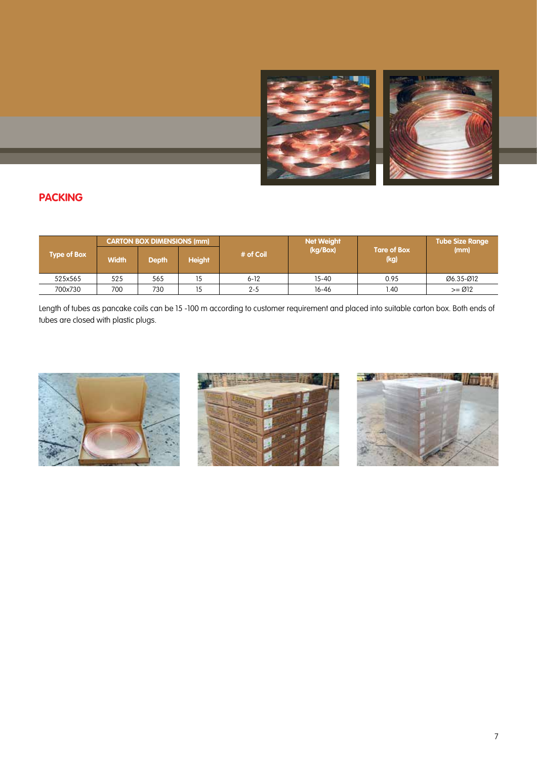## PACKING

| Type of Box | CARTON BOX DIMENSIONS (mm) | | | # of Coil | Net Weight (kg/Box) | Tare of Box (kg) | Tube Size Range (mm) |
|---|---|---|---|---|---|---|---|
| | Width | Depth | Height | | | | |
| 525x565 | 525 | 565 | 15 | 6-12 | 15-40 | 0.95 | Ø6.35-Ø12 |
| 700x730 | 700 | 730 | 15 | 2-5 | 16-46 | 1.40 | >= Ø12 |

Length of tubes as pancake coils can be 15 -100 m according to customer requirement and placed into suitable carton box. Both ends of tubes are closed with plastic plugs.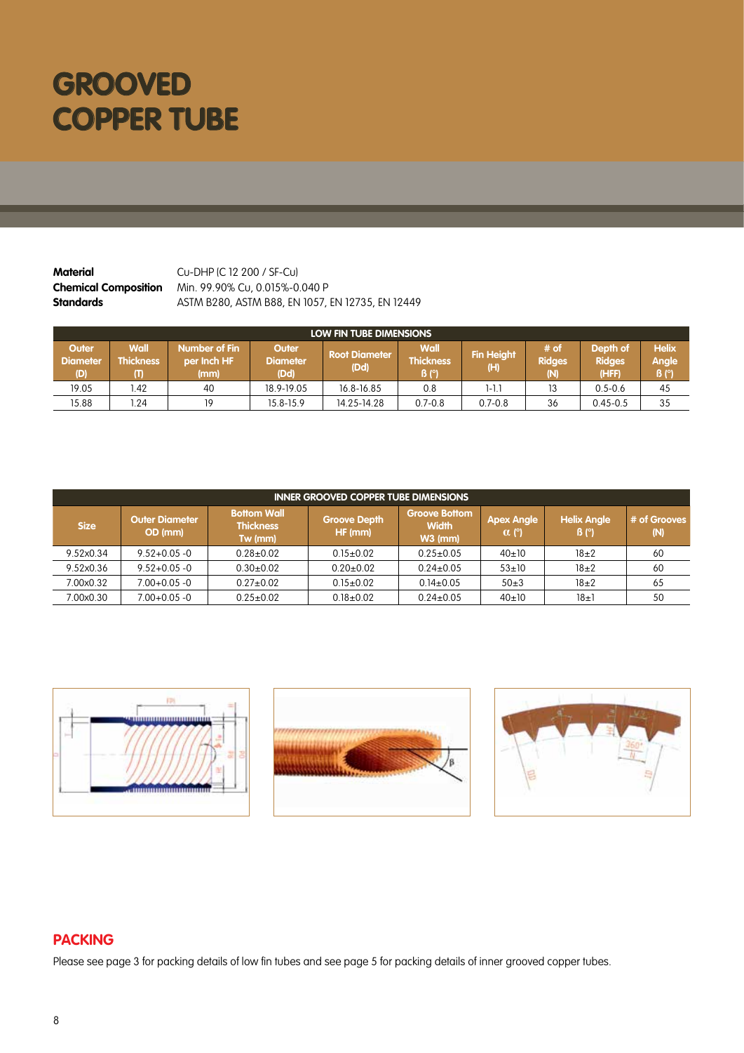# GROOVED COPPER TUBE

**Material** Cu-DHP (C 12 200 / SF-Cu)
**Chemical Composition** Min. 99.90% Cu, 0.015%-0.040 P
**Standards** ASTM B280, ASTM B88, EN 1057, EN 12735, EN 12449

| LOW FIN TUBE DIMENSIONS | | | | | | | | | |
|---|---|---|---|---|---|---|---|---|---|
| Outer Diameter (D) | Wall Thickness (T) | Number of Fin per Inch HF (mm) | Outer Diameter (Dd) | Root Diameter (Dd) | Wall Thickness β (°) | Fin Height (H) | # of Ridges (N) | Depth of Ridges (HFF) | Helix Angle β (°) |
| 19.05 | 1.42 | 40 | 18.9-19.05 | 16.8-16.85 | 0.8 | 1-1.1 | 13 | 0.5-0.6 | 45 |
| 15.88 | 1.24 | 19 | 15.8-15.9 | 14.25-14.28 | 0.7-0.8 | 0.7-0.8 | 36 | 0.45-0.5 | 35 |

| INNER GROOVED COPPER TUBE DIMENSIONS | | | | | | | |
|---|---|---|---|---|---|---|---|
| Size | Outer Diameter OD (mm) | Bottom Wall Thickness Tw (mm) | Groove Depth HF (mm) | Groove Bottom Width W3 (mm) | Apex Angle α (°) | Helix Angle β (°) | # of Grooves (N) |
| 9.52x0.34 | 9.52+0.05 -0 | 0.28±0.02 | 0.15±0.02 | 0.25±0.05 | 40±10 | 18±2 | 60 |
| 9.52x0.36 | 9.52+0.05 -0 | 0.30±0.02 | 0.20±0.02 | 0.24±0.05 | 53±10 | 18±2 | 60 |
| 7.00x0.32 | 7.00+0.05 -0 | 0.27±0.02 | 0.15±0.02 | 0.14±0.05 | 50±3 | 18±2 | 65 |
| 7.00x0.30 | 7.00+0.05 -0 | 0.25±0.02 | 0.18±0.02 | 0.24±0.05 | 40±10 | 18±1 | 50 |

## PACKING

Please see page 3 for packing details of low fin tubes and see page 5 for packing details of inner grooved copper tubes.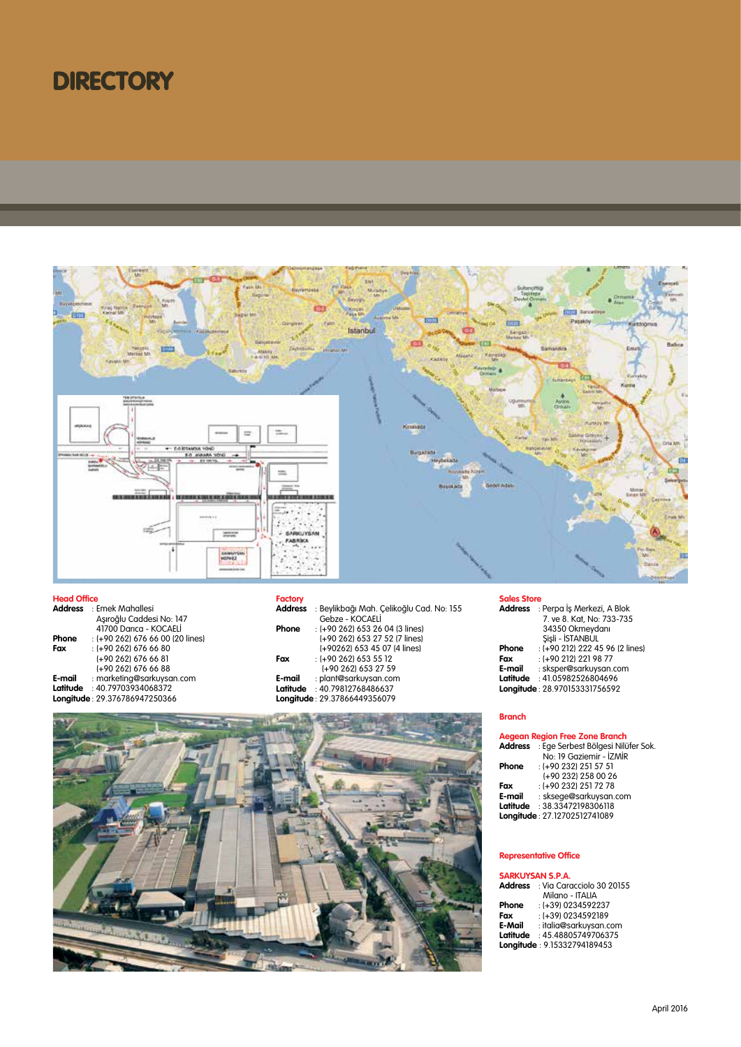# DIRECTORY

**Head Office**

**Address** : Emek Mahallesi
Aşıroğlu Caddesi No: 147
41700 Darıca - KOCAELİ
**Phone** : (+90 262) 676 66 00 (20 lines)
**Fax** : (+90 262) 676 66 80
(+90 262) 676 66 81
(+90 262) 676 66 88
**E-mail** : marketing@sarkuysan.com
**Latitude** : 40.79703934068372
**Longitude** : 29.376786947250366

**Factory**

**Address** : Beylikbağı Mah. Çelikoğlu Cad. No: 155
Gebze - KOCAELİ
**Phone** : (+90 262) 653 26 04 (3 lines)
(+90 262) 653 27 52 (7 lines)
(+90262) 653 45 07 (4 lines)
**Fax** : (+90 262) 653 55 12
(+90 262) 653 27 59
**E-mail** : plant@sarkuysan.com
**Latitude** : 40.79812768486637
**Longitude** : 29.37866449356079

**Sales Store**

**Address** : Perpa İş Merkezi, A Blok
7. ve 8. Kat, No: 733-735
34350 Okmeydanı
Şişli - İSTANBUL
**Phone** : (+90 212) 222 45 96 (2 lines)
**Fax** : (+90 212) 221 98 77
**E-mail** : sksper@sarkuysan.com
**Latitude** : 41.05982526804696
**Longitude** : 28.970153331756592

**Branch**

**Aegean Region Free Zone Branch**

**Address** : Ege Serbest Bölgesi Nilüfer Sok.
No: 19 Gaziemir - İZMİR
**Phone** : (+90 232) 251 57 51
(+90 232) 258 00 26
**Fax** : (+90 232) 251 72 78
**E-mail** : sksege@sarkuysan.com
**Latitude** : 38.33472198306118
**Longitude** : 27.12702512741089

**Representative Office**

**SARKUYSAN S.P.A.**

**Address** : Via Caracciolo 30 20155
Milano - ITALIA
**Phone** : (+39) 0234592237
**Fax** : (+39) 0234592189
**E-Mail** : italia@sarkuysan.com
**Latitude** : 45.48805749706375
**Longitude** : 9.15332794189453

April 2016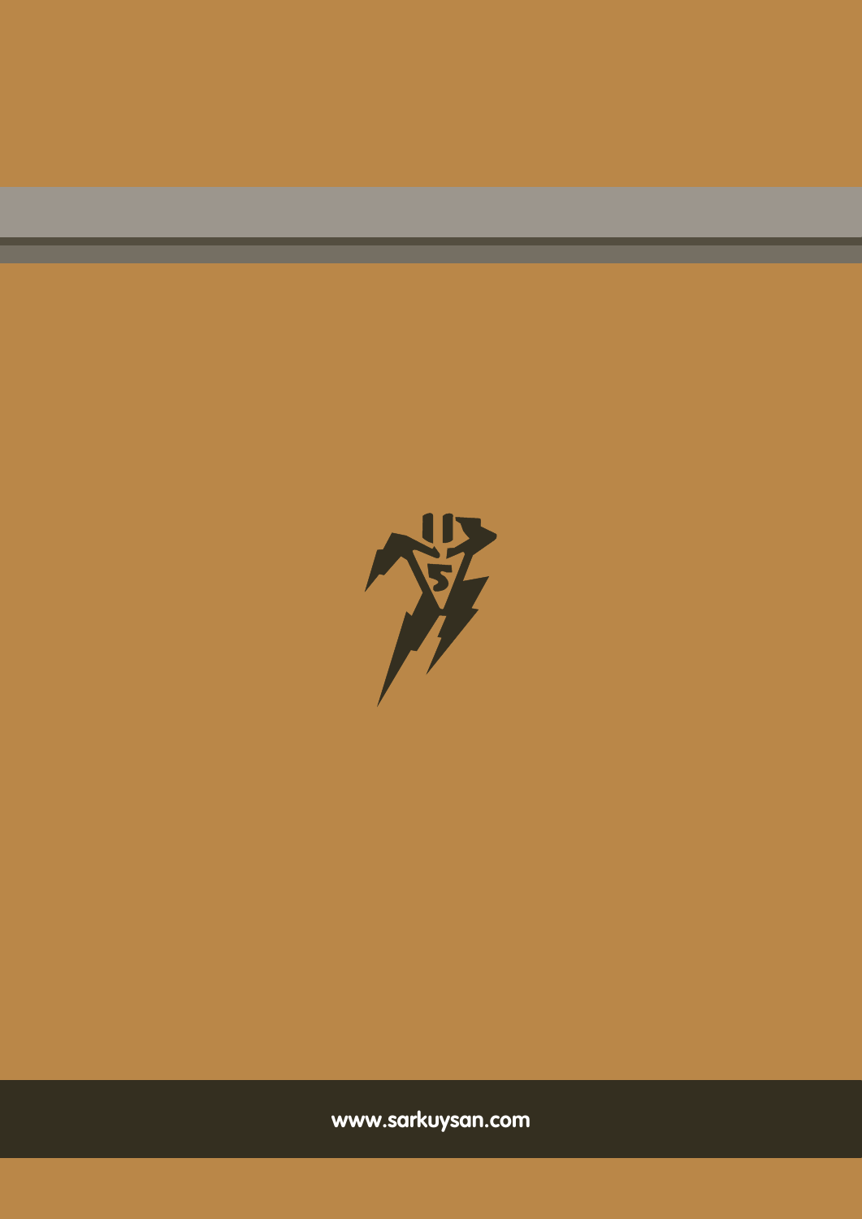www.sarkuysan.com